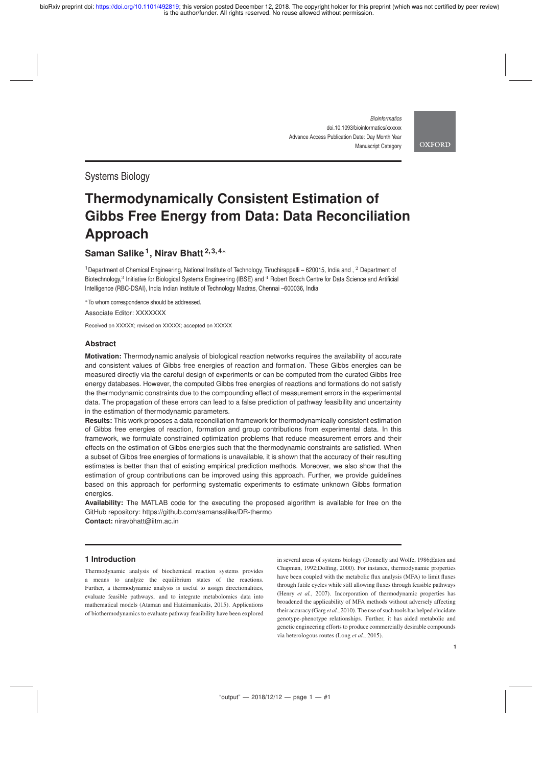Systems Biology

# Thermodynamically Consistent Estimation of Gibbs Free Energy from Data: Data Reconciliation Approach

**Saman Salike[1], Nirav Bhatt[2,3,4]***

[1]Department of Chemical Engineering, National Institute of Technology, Tiruchirappalli – 620015, India and , [2] Department of Biotechnology,[3] Initiative for Biological Systems Engineering (IBSE) and [4] Robert Bosch Centre for Data Science and Artificial Intelligence (RBC-DSAI), India Indian Institute of Technology Madras, Chennai –600036, India

*To whom correspondence should be addressed.

Associate Editor: XXXXXXX

Received on XXXXX; revised on XXXXX; accepted on XXXXX

## Abstract

**Motivation:** Thermodynamic analysis of biological reaction networks requires the availability of accurate and consistent values of Gibbs free energies of reaction and formation. These Gibbs energies can be measured directly via the careful design of experiments or can be computed from the curated Gibbs free energy databases. However, the computed Gibbs free energies of reactions and formations do not satisfy the thermodynamic constraints due to the compounding effect of measurement errors in the experimental data. The propagation of these errors can lead to a false prediction of pathway feasibility and uncertainty in the estimation of thermodynamic parameters.

**Results:** This work proposes a data reconciliation framework for thermodynamically consistent estimation of Gibbs free energies of reaction, formation and group contributions from experimental data. In this framework, we formulate constrained optimization problems that reduce measurement errors and their effects on the estimation of Gibbs energies such that the thermodynamic constraints are satisfied. When a subset of Gibbs free energies of formations is unavailable, it is shown that the accuracy of their resulting estimates is better than that of existing empirical prediction methods. Moreover, we also show that the estimation of group contributions can be improved using this approach. Further, we provide guidelines based on this approach for performing systematic experiments to estimate unknown Gibbs formation energies.

**Availability:** The MATLAB code for the executing the proposed algorithm is available for free on the GitHub repository: https://github.com/samansalike/DR-thermo

**Contact:** niravbhatt@iitm.ac.in

## 1 Introduction

Thermodynamic analysis of biochemical reaction systems provides a means to analyze the equilibrium states of the reactions. Further, a thermodynamic analysis is useful to assign directionalities, evaluate feasible pathways, and to integrate metabolomics data into mathematical models (Ataman and Hatzimanikatis, 2015). Applications of biothermodynamics to evaluate pathway feasibility have been explored in several areas of systems biology (Donnelly and Wolfe, 1986;Eaton and Chapman, 1992;Dolfing, 2000). For instance, thermodynamic properties have been coupled with the metabolic flux analysis (MFA) to limit fluxes through futile cycles while still allowing fluxes through feasible pathways (Henry *et al.*, 2007). Incorporation of thermodynamic properties has broadened the applicability of MFA methods without adversely affecting their accuracy (Garg *et al.*, 2010). The use of such tools has helped elucidate genotype-phenotype relationships. Further, it has aided metabolic and genetic engineering efforts to produce commercially desirable compounds via heterologous routes (Long *et al.*, 2015).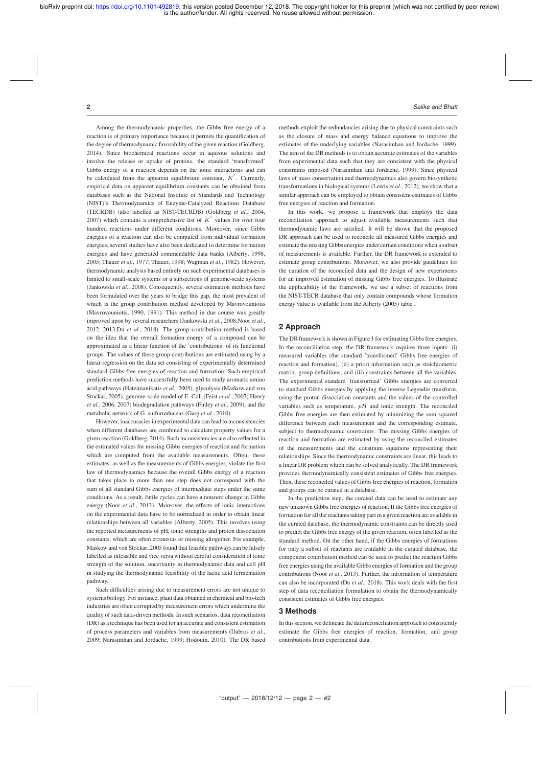Among the thermodynamic properties, the Gibbs free energy of a reaction is of primary importance because it permits the quantification of the degree of thermodynamic favorability of the given reaction (Goldberg, 2014). Since biochemical reactions occur in aqueous solutions and involve the release or uptake of protons, the standard 'transformed' Gibbs energy of a reaction depends on the ionic interactions and can be calculated from the apparent equilibrium constant, $K^{'}$. Currently, empirical data on apparent equilibrium constants can be obtained from databases such as the National Institute of Standards and Technology (NIST)'s Thermodynamics of Enzyme-Catalyzed Reactions Database (TECRDB) (also labelled as NIST-TECRDB) (Goldberg *et al.*, 2004, 2007) which contains a comprehensive list of $K^{'}$ values for over four hundred reactions under different conditions. Moreover, since Gibbs energies of a reaction can also be computed from individual formation energies, several studies have also been dedicated to determine formation energies and have generated commendable data banks (Alberty, 1998, 2005; Thauer *et al.*, 1977; Thauer, 1998; Wagman *et al.*, 1982). However, thermodynamic analysis based entirely on such experimental databases is limited to small-scale systems or a subsections of genome-scale systems (Jankowski *et al.*, 2008). Consequently, several estimation methods have been formulated over the years to bridge this gap, the most prevalent of which is the group contribution method developed by Mavrovouniotis (Mavrovouniotis, 1990, 1991). This method in due course was greatly improved upon by several researchers (Jankowski *et al.*, 2008;Noor *et al.*, 2012, 2013;Du *et al.*, 2018). The group contribution method is based on the idea that the overall formation energy of a compound can be approximated as a linear function of the 'contributions' of its functional groups. The values of these group contributions are estimated using by a linear regression on the data set consisting of experimentally determined standard Gibbs free energies of reaction and formation. Such empirical prediction methods have successfully been used to study aromatic amino acid pathways (Hatzimanikatis *et al.*, 2005), glycolysis (Maskow and von Stockar, 2005), genome-scale model of E. Coli (Feist *et al.*, 2007; Henry *et al.*, 2006, 2007) biodegradation pathways (Finley *et al.*, 2009), and the metabolic network of G. sulfurreducens (Garg *et al.*, 2010).

However, inaccuracies in experimental data can lead to inconsistencies when different databases are combined to calculate property values for a given reaction (Goldberg, 2014). Such inconsistencies are also reflected in the estimated values for missing Gibbs energies of reaction and formation which are computed from the available measurements. Often, these estimates, as well as the measurements of Gibbs energies, violate the first law of thermodynamics because the overall Gibbs energy of a reaction that takes place in more than one step does not correspond with the sum of all standard Gibbs energies of intermediate steps under the same conditions. As a result, futile cycles can have a nonzero change in Gibbs energy (Noor *et al.*, 2013). Moreover, the effects of ionic interactions on the experimental data have to be normalized in order to obtain linear relationships between all variables (Alberty, 2005). This involves using the reported measurements of pH, ionic strengths and proton dissociation constants, which are often erroneous or missing altogether. For example, Maskow and von Stockar, 2005 found that feasible pathways can be falsely labelled as infeasible and vice versa without careful consideration of ionic strength of the solution, uncertainty in thermodynamic data and cell pH in studying the thermodynamic feasibility of the lactic acid fermentation pathway.

Such difficulties arising due to measurement errors are not unique to systems biology. For instance, plant data obtained in chemical and bio-tech industries are often corrupted by measurement errors which undermine the quality of such data-driven methods. In such scenarios, data reconciliation (DR) as a technique has been used for an accurate and consistent estimation of process parameters and variables from measurements (Dabros *et al.*, 2009; Narasimhan and Jordache, 1999; Hodouin, 2010). The DR based methods exploit the redundancies arising due to physical constraints such as the closure of mass and energy balance equations to improve the estimates of the underlying variables (Narasimhan and Jordache, 1999). The aim of the DR methods is to obtain accurate estimates of the variables from experimental data such that they are consistent with the physical constraints imposed (Narasimhan and Jordache, 1999). Since physical laws of mass conservation and thermodynamics also govern biosynthetic transformations in biological systems (Lewis *et al.*, 2012), we show that a similar approach can be employed to obtain consistent estimates of Gibbs free energies of reaction and formation.

In this work, we propose a framework that employs the data reconciliation approach to adjust available measurements such that thermodynamic laws are satisfied. It will be shown that the proposed DR approach can be used to reconcile all measured Gibbs energies and estimate the missing Gibbs energies under certain conditions when a subset of measurements is available. Further, the DR framework is extended to estimate group contributions. Moreover, we also provide guidelines for the curation of the reconciled data and the design of new experiments for an improved estimation of missing Gibbs free energies. To illustrate the applicability of the framework, we use a subset of reactions from the NIST-TECR database that only contain compounds whose formation energy value is available from the Alberty (2005) table .

## 2 Approach

The DR framework is shown in Figure 1 for estimating Gibbs free energies. In the reconciliation step, the DR framework requires three inputs: (i) measured variables (the standard 'transformed' Gibbs free energies of reaction and formation), (ii) a priori information such as stoichiometric matrix, group definitions, and (iii) constraints between all the variables. The experimental standard 'transformed' Gibbs energies are converted to standard Gibbs energies by applying the inverse Legendre transform, using the proton dissociation constants and the values of the controlled variables such as temperature, $pH$ and ionic strength. The reconciled Gibbs free energies are then estimated by minimizing the sum squared difference between each measurement and the corresponding estimate, subject to thermodynamic constraints. The missing Gibbs energies of reaction and formation are estimated by using the reconciled estimates of the measurements and the constraint equations representing their relationships. Since the thermodynamic constraints are linear, this leads to a linear DR problem which can be solved analytically. The DR framework provides thermodynamically consistent estimates of Gibbs free energies. Then, these reconciled values of Gibbs free energies of reaction, formation and groups can be curated in a database.

In the prediction step, the curated data can be used to estimate any new unknown Gibbs free energies of reaction. If the Gibbs free energies of formation for all the reactants taking part in a given reaction are available in the curated database, the thermodynamic constraints can be directly used to predict the Gibbs free energy of the given reaction, often labelled as the standard method. On the other hand, if the Gibbs energies of formations for only a subset of reactants are available in the curated database, the component contribution method can be used to predict the reaction Gibbs free energies using the available Gibbs energies of formation and the group contributions (Noor *et al.*, 2013). Further, the information of temperature can also be incorporated (Du *et al.*, 2018). This work deals with the first step of data reconciliation formulation to obtain the thermodynamically consistent estimates of Gibbs free energies.

## 3 Methods

In this section, we delineate the data reconciliation approach to consistently estimate the Gibbs free energies of reaction, formation, and group contributions from experimental data.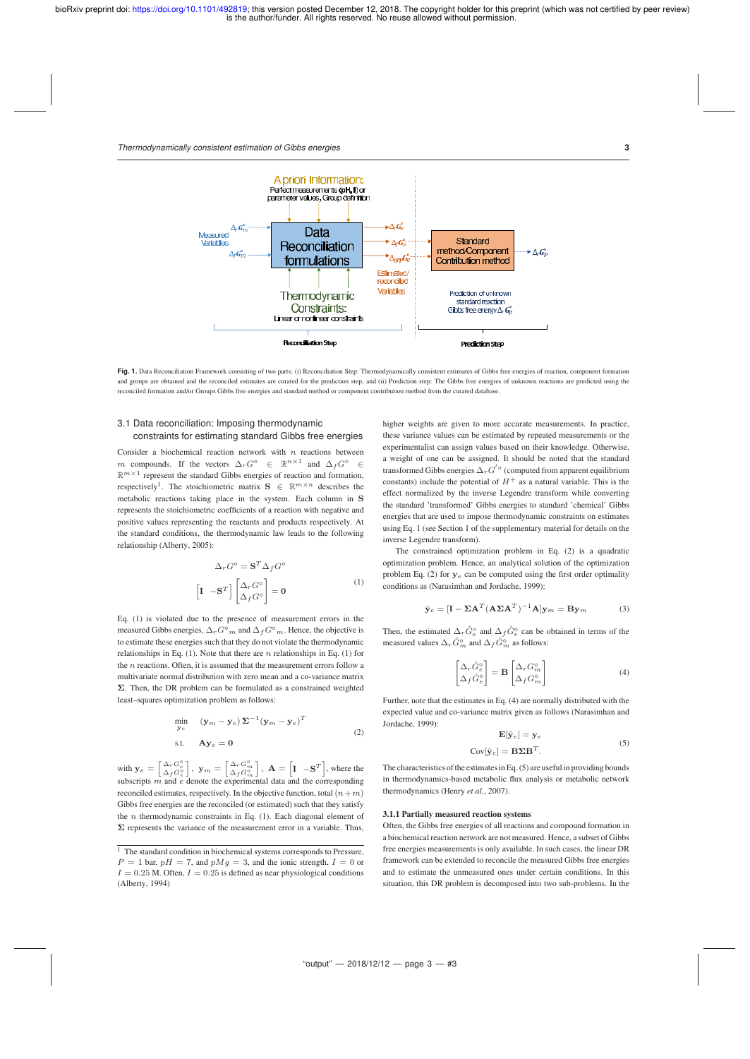**Fig. 1.** Data Reconciliation Framework consisting of two parts: (i) Reconciliation Step: Thermodynamically consistent estimates of Gibbs free energies of reaction, component formation and groups are obtained and the reconciled estimates are curated for the prediction step, and (ii) Prediction step: The Gibbs free energies of unknown reactions are predicted using the reconciled formation and/or Groups Gibbs free energies and standard method or component contribution method from the curated database.

### 3.1 Data reconciliation: Imposing thermodynamic constraints for estimating standard Gibbs free energies

Consider a biochemical reaction network with $n$ reactions between $m$ compounds. If the vectors $\Delta_r G^\circ \in \mathbb{R}^{n\times 1}$ and $\Delta_f G^\circ \in \mathbb{R}^{m\times 1}$ represent the standard Gibbs energies of reaction and formation, respectively[1]. The stoichiometric matrix $\mathbf{S} \in \mathbb{R}^{m\times n}$ describes the metabolic reactions taking place in the system. Each column in $\mathbf{S}$ represents the stoichiometric coefficients of a reaction with negative and positive values representing the reactants and products respectively. At the standard conditions, the thermodynamic law leads to the following relationship (Alberty, 2005):

$$
\begin{aligned}
\Delta_r G^\circ &= \mathbf{S}^T \Delta_f G^\circ \\
\begin{bmatrix} \mathbf{I} & -\mathbf{S}^T \end{bmatrix} \begin{bmatrix} \Delta_r G^\circ \\ \Delta_f G^\circ \end{bmatrix} &= \mathbf{0}
\end{aligned}
\tag{1}
$$

Eq. (1) is violated due to the presence of measurement errors in the measured Gibbs energies, $\Delta_r G^\circ{}_m$ and $\Delta_f G^\circ{}_m$. Hence, the objective is to estimate these energies such that they do not violate the thermodynamic relationships in Eq. (1). Note that there are $n$ relationships in Eq. (1) for the $n$ reactions. Often, it is assumed that the measurement errors follow a multivariate normal distribution with zero mean and a co-variance matrix $\mathbf{\Sigma}$. Then, the DR problem can be formulated as a constrained weighted least–squares optimization problem as follows:

$$
\begin{aligned}
\min_{\mathbf{y}_e} \quad & (\mathbf{y}_m - \mathbf{y}_e)\, \mathbf{\Sigma}^{-1} (\mathbf{y}_m - \mathbf{y}_e)^T \\
\text{s.t.} \quad & \mathbf{A}\mathbf{y}_e = \mathbf{0}
\end{aligned}
\tag{2}
$$

with $\mathbf{y}_e = \begin{bmatrix} \Delta_r G_e^\circ \\ \Delta_f G_e^\circ \end{bmatrix}$, $\mathbf{y}_m = \begin{bmatrix} \Delta_r G_m^\circ \\ \Delta_f G_m^\circ \end{bmatrix}$, $\mathbf{A} = \begin{bmatrix} \mathbf{I} & -\mathbf{S}^T \end{bmatrix}$, where the subscripts $m$ and $e$ denote the experimental data and the corresponding reconciled estimates, respectively. In the objective function, total $(n+m)$ Gibbs free energies are the reconciled (or estimated) such that they satisfy the $n$ thermodynamic constraints in Eq. (1). Each diagonal element of $\mathbf{\Sigma}$ represents the variance of the measurement error in a variable. Thus, higher weights are given to more accurate measurements. In practice, these variance values can be estimated by repeated measurements or the experimentalist can assign values based on their knowledge. Otherwise, a weight of one can be assigned. It should be noted that the standard transformed Gibbs energies $\Delta_r G'^\circ$ (computed from apparent equilibrium constants) include the potential of $H^+$ as a natural variable. This is the effect normalized by the inverse Legendre transform while converting the standard 'transformed' Gibbs energies to standard 'chemical' Gibbs energies that are used to impose thermodynamic constraints on estimates using Eq. 1 (see Section 1 of the supplementary material for details on the inverse Legendre transform).

The constrained optimization problem in Eq. (2) is a quadratic optimization problem. Hence, an analytical solution of the optimization problem Eq. (2) for $\mathbf{y}_e$ can be computed using the first order optimality conditions as (Narasimhan and Jordache, 1999):

$$
\hat{\mathbf{y}}_e = [\mathbf{I} - \mathbf{\Sigma}\mathbf{A}^T(\mathbf{A}\mathbf{\Sigma}\mathbf{A}^T)^{-1}\mathbf{A}]\mathbf{y}_m = \mathbf{B}\mathbf{y}_m \tag{3}
$$

Then, the estimated $\Delta_r \hat{G}_e^\circ$ and $\Delta_f \hat{G}_e^\circ$ can be obtained in terms of the measured values $\Delta_r \hat{G}_m^\circ$ and $\Delta_f \hat{G}_m^\circ$ as follows:

$$
\begin{bmatrix} \Delta_r \hat{G}_e^\circ \\ \Delta_f \hat{G}_e^\circ \end{bmatrix} = \mathbf{B} \begin{bmatrix} \Delta_r G_m^\circ \\ \Delta_f G_m^\circ \end{bmatrix} \tag{4}
$$

Further, note that the estimates in Eq. (4) are normally distributed with the expected value and co-variance matrix given as follows (Narasimhan and Jordache, 1999):

$$
\begin{aligned}
\mathbf{E}[\hat{\mathbf{y}}_e] &= \mathbf{y}_e \\
\text{Cov}[\hat{\mathbf{y}}_e] &= \mathbf{B}\mathbf{\Sigma}\mathbf{B}^T.
\end{aligned}
\tag{5}
$$

The characteristics of the estimates in Eq. (5) are useful in providing bounds in thermodynamics-based metabolic flux analysis or metabolic network thermodynamics (Henry *et al.*, 2007).

#### 3.1.1 Partially measured reaction systems

Often, the Gibbs free energies of all reactions and compound formation in a biochemical reaction network are not measured. Hence, a subset of Gibbs free energies measurements is only available. In such cases, the linear DR framework can be extended to reconcile the measured Gibbs free energies and to estimate the unmeasured ones under certain conditions. In this situation, this DR problem is decomposed into two sub-problems. In the

[1] The standard condition in biochemical systems corresponds to Pressure, $P = 1$ bar, $pH = 7$, and $pMg = 3$, and the ionic strength, $I = 0$ or $I = 0.25$ M. Often, $I = 0.25$ is defined as near physiological conditions (Alberty, 1994)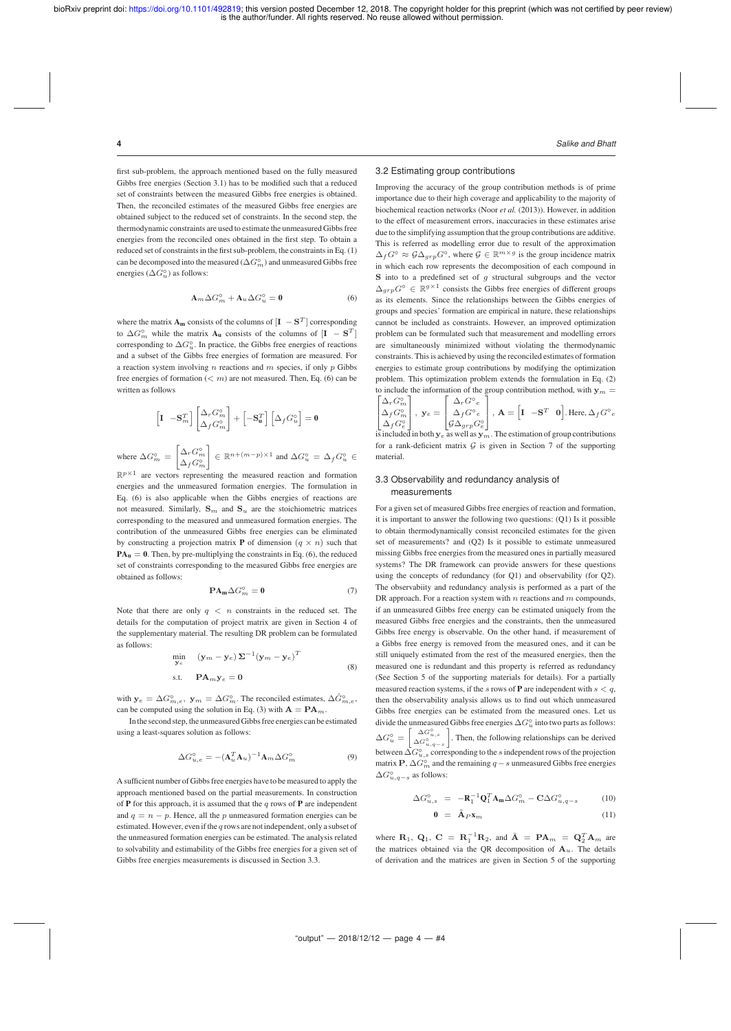first sub-problem, the approach mentioned based on the fully measured Gibbs free energies (Section 3.1) has to be modified such that a reduced set of constraints between the measured Gibbs free energies is obtained. Then, the reconciled estimates of the measured Gibbs free energies are obtained subject to the reduced set of constraints. In the second step, the thermodynamic constraints are used to estimate the unmeasured Gibbs free energies from the reconciled ones obtained in the first step. To obtain a reduced set of constraints in the first sub-problem, the constraints in Eq. (1) can be decomposed into the measured ($\Delta G^{\circ}_{m}$) and unmeasured Gibbs free energies ($\Delta G^{\circ}_{u}$) as follows:

$$\mathbf{A}_m \Delta G^{\circ}_m + \mathbf{A}_u \Delta G^{\circ}_u = \mathbf{0} \tag{6}$$

where the matrix $\mathbf{A_m}$ consists of the columns of $[\mathbf{I} \;\; -\mathbf{S}^T]$ corresponding to $\Delta G^{\circ}_m$ while the matrix $\mathbf{A_u}$ consists of the columns of $[\mathbf{I} \;\; -\mathbf{S}^T]$ corresponding to $\Delta G^{\circ}_u$. In practice, the Gibbs free energies of reactions and a subset of the Gibbs free energies of formation are measured. For a reaction system involving $n$ reactions and $m$ species, if only $p$ Gibbs free energies of formation ($< m$) are not measured. Then, Eq. (6) can be written as follows

$$\begin{bmatrix}\mathbf{I} & -\mathbf{S}_m^T\end{bmatrix}\begin{bmatrix}\Delta_r G^{\circ}_m \\ \Delta_f G^{\circ}_m\end{bmatrix} + \begin{bmatrix}-\mathbf{S}_\mathbf{u}^T\end{bmatrix}\begin{bmatrix}\Delta_f G^{\circ}_u\end{bmatrix} = \mathbf{0}$$

where $\Delta G^{\circ}_m = \begin{bmatrix}\Delta_r G^{\circ}_m \\ \Delta_f G^{\circ}_m\end{bmatrix} \in \mathbb{R}^{n+(m-p)\times 1}$ and $\Delta G^{\circ}_u = \Delta_f G^{\circ}_u \in \mathbb{R}^{p\times 1}$ are vectors representing the measured reaction and formation energies and the unmeasured formation energies. The formulation in Eq. (6) is also applicable when the Gibbs energies of reactions are not measured. Similarly, $\mathbf{S}_m$ and $\mathbf{S}_u$ are the stoichiometric matrices corresponding to the measured and unmeasured formation energies. The contribution of the unmeasured Gibbs free energies can be eliminated by constructing a projection matrix $\mathbf{P}$ of dimension ($q \times n$) such that $\mathbf{PA_u} = \mathbf{0}$. Then, by pre-multiplying the constraints in Eq. (6), the reduced set of constraints corresponding to the measured Gibbs free energies are obtained as follows:

$$\mathbf{PA_m} \Delta G^{\circ}_m = \mathbf{0} \tag{7}$$

Note that there are only $q < n$ constraints in the reduced set. The details for the computation of project matrix are given in Section 4 of the supplementary material. The resulting DR problem can be formulated as follows:

$$\begin{aligned} \min_{\mathbf{y}_e} \quad & (\mathbf{y}_m - \mathbf{y}_e)\,\mathbf{\Sigma}^{-1}(\mathbf{y}_m - \mathbf{y}_e)^T \\ \text{s.t.} \quad & \mathbf{PA}_m \mathbf{y}_e = \mathbf{0} \end{aligned} \tag{8}$$

with $\mathbf{y}_e = \Delta G^{\circ}_{m,e}$, $\mathbf{y}_m = \Delta G^{\circ}_m$. The reconciled estimates, $\Delta \hat{G}^{\circ}_{m,e}$, can be computed using the solution in Eq. (3) with $\mathbf{A} = \mathbf{PA}_m$.

In the second step, the unmeasured Gibbs free energies can be estimated using a least-squares solution as follows:

$$\Delta G^{\circ}_{u,e} = -(\mathbf{A}_u^T \mathbf{A}_u)^{-1} \mathbf{A}_m \Delta G^{\circ}_m \tag{9}$$

A sufficient number of Gibbs free energies have to be measured to apply the approach mentioned based on the partial measurements. In construction of $\mathbf{P}$ for this approach, it is assumed that the $q$ rows of $\mathbf{P}$ are independent and $q = n - p$. Hence, all the $p$ unmeasured formation energies can be estimated. However, even if the $q$ rows are not independent, only a subset of the unmeasured formation energies can be estimated. The analysis related to solvability and estimability of the Gibbs free energies for a given set of Gibbs free energies measurements is discussed in Section 3.3.

## 3.2 Estimating group contributions

Improving the accuracy of the group contribution methods is of prime importance due to their high coverage and applicability to the majority of biochemical reaction networks (Noor *et al.* (2013)). However, in addition to the effect of measurement errors, inaccuracies in these estimates arise due to the simplifying assumption that the group contributions are additive. This is referred as modelling error due to result of the approximation $\Delta_f G^{\circ} \approx \mathcal{G}\Delta_{grp}G^{\circ}$, where $\mathcal{G} \in \mathbb{R}^{m\times g}$ is the group incidence matrix in which each row represents the decomposition of each compound in $\mathbf{S}$ into to a predefined set of $g$ structural subgroups and the vector $\Delta_{grp}G^{\circ} \in \mathbb{R}^{g\times 1}$ consists the Gibbs free energies of different groups as its elements. Since the relationships between the Gibbs energies of groups and species' formation are empirical in nature, these relationships cannot be included as constraints. However, an improved optimization problem can be formulated such that measurement and modelling errors are simultaneously minimized without violating the thermodynamic constraints. This is achieved by using the reconciled estimates of formation energies to estimate group contributions by modifying the optimization problem. This optimization problem extends the formulation in Eq. (2) to include the information of the group contribution method, with $\mathbf{y}_m = \begin{bmatrix}\Delta_r G^{\circ}_m \\ \Delta_f G^{\circ}_m \\ \Delta_f G^{\circ}_e\end{bmatrix}$, $\mathbf{y}_e = \begin{bmatrix}\Delta_r G^{\circ}{}_e \\ \Delta_f G^{\circ}{}_e \\ \mathcal{G}\Delta_{grp}G^{\circ}_e\end{bmatrix}$, $\mathbf{A} = \begin{bmatrix}\mathbf{I} & -\mathbf{S}^T & \mathbf{0}\end{bmatrix}$. Here, $\Delta_f G^{\circ}{}_e$ is included in both $\mathbf{y}_e$ as well as $\mathbf{y}_m$. The estimation of group contributions for a rank-deficient matrix $\mathcal{G}$ is given in Section 7 of the supporting material.

## 3.3 Observability and redundancy analysis of measurements

For a given set of measured Gibbs free energies of reaction and formation, it is important to answer the following two questions: (Q1) Is it possible to obtain thermodynamically consist reconciled estimates for the given set of measurements? and (Q2) Is it possible to estimate unmeasured missing Gibbs free energies from the measured ones in partially measured systems? The DR framework can provide answers for these questions using the concepts of redundancy (for Q1) and observability (for Q2). The observabiity and redundancy analysis is performed as a part of the DR approach. For a reaction system with $n$ reactions and $m$ compounds, if an unmeasured Gibbs free energy can be estimated uniquely from the measured Gibbs free energies and the constraints, then the unmeasured Gibbs free energy is observable. On the other hand, if measurement of a Gibbs free energy is removed from the measured ones, and it can be still uniquely estimated from the rest of the measured energies, then the measured one is redundant and this property is referred as redundancy (See Section 5 of the supporting materials for details). For a partially measured reaction systems, if the $s$ rows of $\mathbf{P}$ are independent with $s < q$, then the observability analysis allows us to find out which unmeasured Gibbs free energies can be estimated from the measured ones. Let us divide the unmeasured Gibbs free energies $\Delta G^{\circ}_u$ into two parts as follows: $\Delta G^{\circ}_u = \begin{bmatrix}\Delta G^{\circ}_{u,s} \\ \Delta G^{\circ}_{u,q-s}\end{bmatrix}$. Then, the following relationships can be derived between $\Delta G^{\circ}_{u,s}$ corresponding to the $s$ independent rows of the projection matrix $\mathbf{P}$, $\Delta G^{\circ}_m$ and the remaining $q-s$ unmeasured Gibbs free energies $\Delta G^{\circ}_{u,q-s}$ as follows:

$$\Delta G^{\circ}_{u,s} = -\mathbf{R}_1^{-1}\mathbf{Q}_1^T \mathbf{A_m} \Delta G^{\circ}_m - \mathbf{C}\Delta G^{\circ}_{u,q-s} \tag{10}$$

$$\mathbf{0} = \tilde{\mathbf{A}}_P \mathbf{x}_m \tag{11}$$

where $\mathbf{R}_1$, $\mathbf{Q}_1$, $\mathbf{C} = \mathbf{R}_1^{-1}\mathbf{R}_2$, and $\tilde{\mathbf{A}} = \mathbf{PA}_m = \mathbf{Q}_2^T \mathbf{A}_m$ are the matrices obtained via the QR decomposition of $\mathbf{A}_u$. The details of derivation and the matrices are given in Section 5 of the supporting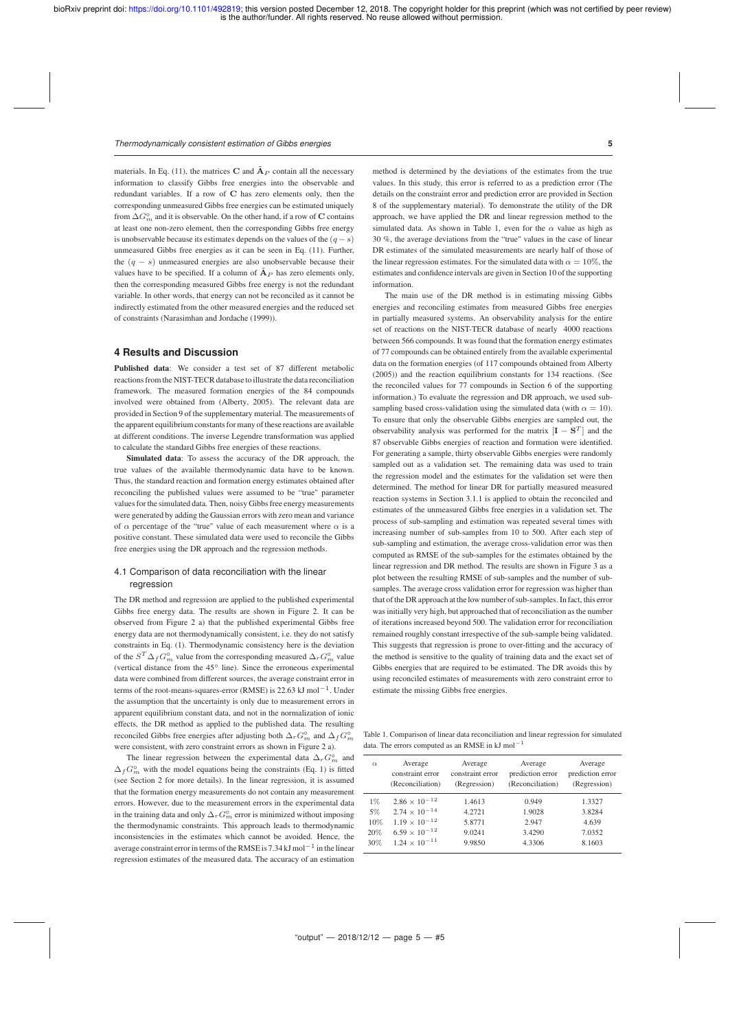materials. In Eq. (11), the matrices $\mathbf{C}$ and $\tilde{\mathbf{A}}_P$ contain all the necessary information to classify Gibbs free energies into the observable and redundant variables. If a row of $\mathbf{C}$ has zero elements only, then the corresponding unmeasured Gibbs free energies can be estimated uniquely from $\Delta G^{\circ}_m$ and it is observable. On the other hand, if a row of $\mathbf{C}$ contains at least one non-zero element, then the corresponding Gibbs free energy is unobservable because its estimates depends on the values of the $(q-s)$ unmeasured Gibbs free energies as it can be seen in Eq. (11). Further, the $(q-s)$ unmeasured energies are also unobservable because their values have to be specified. If a column of $\tilde{\mathbf{A}}_P$ has zero elements only, then the corresponding measured Gibbs free energy is not the redundant variable. In other words, that energy can not be reconciled as it cannot be indirectly estimated from the other measured energies and the reduced set of constraints (Narasimhan and Jordache (1999)).

## 4 Results and Discussion

**Published data**: We consider a test set of 87 different metabolic reactions from the NIST-TECR database to illustrate the data reconciliation framework. The measured formation energies of the 84 compounds involved were obtained from (Alberty, 2005). The relevant data are provided in Section 9 of the supplementary material. The measurements of the apparent equilibrium constants for many of these reactions are available at different conditions. The inverse Legendre transformation was applied to calculate the standard Gibbs free energies of these reactions.

**Simulated data**: To assess the accuracy of the DR approach, the true values of the available thermodynamic data have to be known. Thus, the standard reaction and formation energy estimates obtained after reconciling the published values were assumed to be "true" parameter values for the simulated data. Then, noisy Gibbs free energy measurements were generated by adding the Gaussian errors with zero mean and variance of $\alpha$ percentage of the "true" value of each measurement where $\alpha$ is a positive constant. These simulated data were used to reconcile the Gibbs free energies using the DR approach and the regression methods.

### 4.1 Comparison of data reconciliation with the linear regression

The DR method and regression are applied to the published experimental Gibbs free energy data. The results are shown in Figure 2. It can be observed from Figure 2 a) that the published experimental Gibbs free energy data are not thermodynamically consistent, i.e. they do not satisfy constraints in Eq. (1). Thermodynamic consistency here is the deviation of the $S^T\Delta_f G^{\circ}_m$ value from the corresponding measured $\Delta_r G^{\circ}_m$ value (vertical distance from the 45° line). Since the erroneous experimental data were combined from different sources, the average constraint error in terms of the root-means-squares-error (RMSE) is 22.63 kJ mol$^{-1}$. Under the assumption that the uncertainty is only due to measurement errors in apparent equilibrium constant data, and not in the normalization of ionic effects, the DR method as applied to the published data. The resulting reconciled Gibbs free energies after adjusting both $\Delta_r G^{\circ}_m$ and $\Delta_f G^{\circ}_m$ were consistent, with zero constraint errors as shown in Figure 2 a).

The linear regression between the experimental data $\Delta_r G^{\circ}_m$ and $\Delta_f G^{\circ}_m$ with the model equations being the constraints (Eq. 1) is fitted (see Section 2 for more details). In the linear regression, it is assumed that the formation energy measurements do not contain any measurement errors. However, due to the measurement errors in the experimental data in the training data and only $\Delta_r G^{\circ}_m$ error is minimized without imposing the thermodynamic constraints. This approach leads to thermodynamic inconsistencies in the estimates which cannot be avoided. Hence, the average constraint error in terms of the RMSE is 7.34 kJ mol$^{-1}$ in the linear regression estimates of the measured data. The accuracy of an estimation method is determined by the deviations of the estimates from the true values. In this study, this error is referred to as a prediction error (The details on the constraint error and prediction error are provided in Section 8 of the supplementary material). To demonstrate the utility of the DR approach, we have applied the DR and linear regression method to the simulated data. As shown in Table 1, even for the $\alpha$ value as high as 30 %, the average deviations from the "true" values in the case of linear DR estimates of the simulated measurements are nearly half of those of the linear regression estimates. For the simulated data with $\alpha = 10\%$, the estimates and confidence intervals are given in Section 10 of the supporting information.

The main use of the DR method is in estimating missing Gibbs energies and reconciling estimates from measured Gibbs free energies in partially measured systems. An observability analysis for the entire set of reactions on the NIST-TECR database of nearly 4000 reactions between 566 compounds. It was found that the formation energy estimates of 77 compounds can be obtained entirely from the available experimental data on the formation energies (of 117 compounds obtained from Alberty (2005)) and the reaction equilibrium constants for 134 reactions. (See the reconciled values for 77 compounds in Section 6 of the supporting information.) To evaluate the regression and DR approach, we used sub-sampling based cross-validation using the simulated data (with $\alpha = 10$). To ensure that only the observable Gibbs energies are sampled out, the observability analysis was performed for the matrix $[\mathbf{I} - \mathbf{S}^T]$ and the 87 observable Gibbs energies of reaction and formation were identified. For generating a sample, thirty observable Gibbs energies were randomly sampled out as a validation set. The remaining data was used to train the regression model and the estimates for the validation set were then determined. The method for partially measured reaction systems in Section 3.1.1 is applied to obtain the reconciled and estimates of the unmeasured Gibbs free energies in a validation set. The process of sub-sampling and estimation was repeated several times with increasing number of sub-samples from 10 to 500. After each step of sub-sampling and estimation, the average cross-validation error was then computed as RMSE of the sub-samples for the estimates obtained by the linear regression and DR method. The results are shown in Figure 3 as a plot between the resulting RMSE of sub-samples and the number of sub-samples. The average cross validation error for regression was higher than that of the DR approach at the low number of sub-samples. In fact, this error was initially very high, but approached that of reconciliation as the number of iterations increased beyond 500. The validation error for reconciliation remained roughly constant irrespective of the sub-sample being validated. This suggests that regression is prone to over-fitting and the accuracy of the method is sensitive to the quality of training data and the exact set of Gibbs energies that are required to be estimated. The DR avoids this by using reconciled estimates of measurements with zero constraint error to estimate the missing Gibbs free energies.

Table 1. Comparison of linear data reconciliation and linear regression for simulated data. The errors computed as an RMSE in kJ mol$^{-1}$

| $\alpha$ | Average constraint error (Reconciliation) | Average constraint error (Regression) | Average prediction error (Reconciliation) | Average prediction error (Regression) |
|---|---|---|---|---|
| 1% | $2.86 \times 10^{-12}$ | 1.4613 | 0.949 | 1.3327 |
| 5% | $2.74 \times 10^{-14}$ | 4.2721 | 1.9028 | 3.8284 |
| 10% | $1.19 \times 10^{-12}$ | 5.8771 | 2.947 | 4.639 |
| 20% | $6.59 \times 10^{-12}$ | 9.0241 | 3.4290 | 7.0352 |
| 30% | $1.24 \times 10^{-11}$ | 9.9850 | 4.3306 | 8.1603 |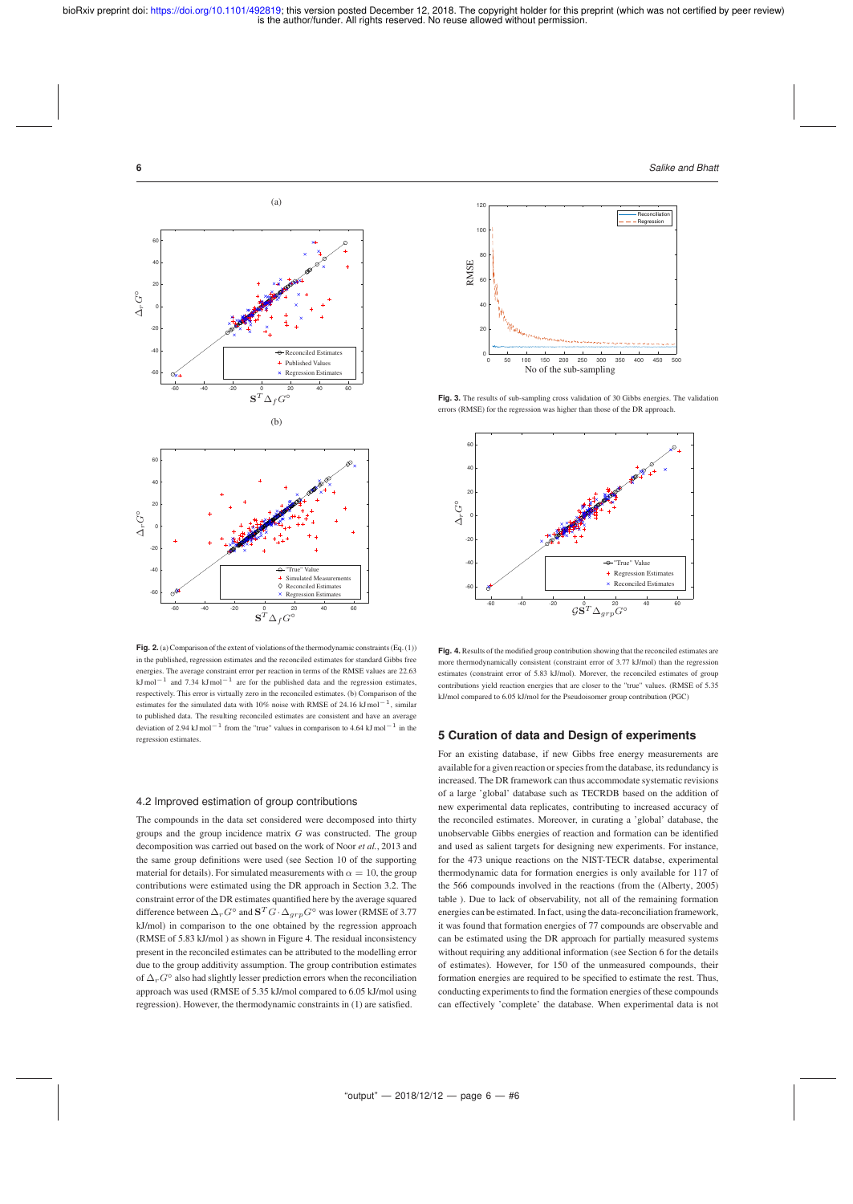**Fig. 2.** (a) Comparison of the extent of violations of the thermodynamic constraints (Eq. (1)) in the published, regression estimates and the reconciled estimates for standard Gibbs free energies. The average constraint error per reaction in terms of the RMSE values are 22.63 $\mathrm{kJ\,mol^{-1}}$ and 7.34 $\mathrm{kJ\,mol^{-1}}$ are for the published data and the regression estimates, respectively. This error is virtually zero in the reconciled estimates. (b) Comparison of the estimates for the simulated data with 10% noise with RMSE of 24.16 $\mathrm{kJ\,mol^{-1}}$, similar to published data. The resulting reconciled estimates are consistent and have an average deviation of 2.94 $\mathrm{kJ\,mol^{-1}}$ from the "true" values in comparison to 4.64 $\mathrm{kJ\,mol^{-1}}$ in the regression estimates.

**Fig. 3.** The results of sub-sampling cross validation of 30 Gibbs energies. The validation errors (RMSE) for the regression was higher than those of the DR approach.

**Fig. 4.** Results of the modified group contribution showing that the reconciled estimates are more thermodynamically consistent (constraint error of 3.77 kJ/mol) than the regression estimates (constraint error of 5.83 kJ/mol). Morever, the reconciled estimates of group contributions yield reaction energies that are closer to the "true" values. (RMSE of 5.35 kJ/mol compared to 6.05 kJ/mol for the Pseudoisomer group contribution (PGC)

### 4.2 Improved estimation of group contributions

The compounds in the data set considered were decomposed into thirty groups and the group incidence matrix $G$ was constructed. The group decomposition was carried out based on the work of Noor *et al.*, 2013 and the same group definitions were used (see Section 10 of the supporting material for details). For simulated measurements with $\alpha = 10$, the group contributions were estimated using the DR approach in Section 3.2. The constraint error of the DR estimates quantified here by the average squared difference between $\Delta_r G^{\circ}$ and $\mathbf{S}^T G \cdot \Delta_{grp} G^{\circ}$ was lower (RMSE of 3.77 kJ/mol) in comparison to the one obtained by the regression approach (RMSE of 5.83 kJ/mol ) as shown in Figure 4. The residual inconsistency present in the reconciled estimates can be attributed to the modelling error due to the group additivity assumption. The group contribution estimates of $\Delta_r G^{\circ}$ also had slightly lesser prediction errors when the reconciliation approach was used (RMSE of 5.35 kJ/mol compared to 6.05 kJ/mol using regression). However, the thermodynamic constraints in (1) are satisfied.

## 5 Curation of data and Design of experiments

For an existing database, if new Gibbs free energy measurements are available for a given reaction or species from the database, its redundancy is increased. The DR framework can thus accommodate systematic revisions of a large 'global' database such as TECRDB based on the addition of new experimental data replicates, contributing to increased accuracy of the reconciled estimates. Moreover, in curating a 'global' database, the unobservable Gibbs energies of reaction and formation can be identified and used as salient targets for designing new experiments. For instance, for the 473 unique reactions on the NIST-TECR databse, experimental thermodynamic data for formation energies is only available for 117 of the 566 compounds involved in the reactions (from the (Alberty, 2005) table ). Due to lack of observability, not all of the remaining formation energies can be estimated. In fact, using the data-reconciliation framework, it was found that formation energies of 77 compounds are observable and can be estimated using the DR approach for partially measured systems without requiring any additional information (see Section 6 for the details of estimates). However, for 150 of the unmeasured compounds, their formation energies are required to be specified to estimate the rest. Thus, conducting experiments to find the formation energies of these compounds can effectively 'complete' the database. When experimental data is not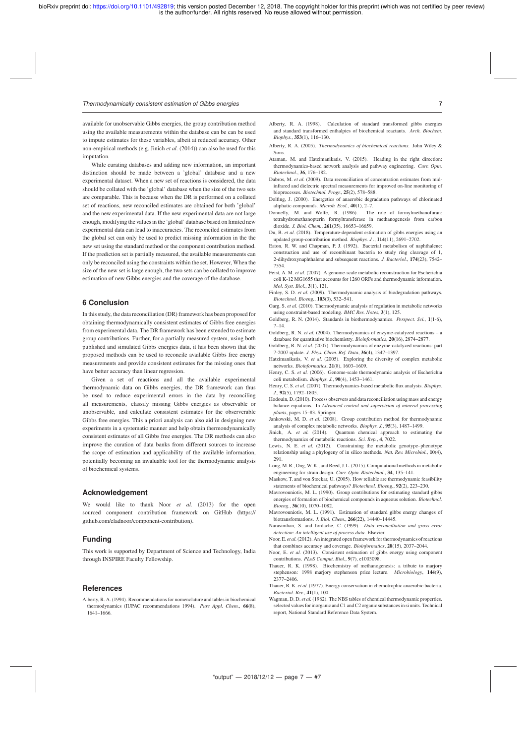available for unobservable Gibbs energies, the group contribution method using the available measurements within the database can be can be used to impute estimates for these variables, albeit at reduced accuracy. Other non-empirical methods (e.g. Jinich *et al.* (2014)) can also be used for this imputation.

While curating databases and adding new information, an important distinction should be made between a 'global' database and a new experimental dataset. When a new set of reactions is considered, the data should be collated with the 'global' database when the size of the two sets are comparable. This is because when the DR is performed on a collated set of reactions, new reconciled estimates are obtained for both 'global' and the new experimental data. If the new experimental data are not large enough, modifying the values in the 'global' database based on limited new experimental data can lead to inaccuracies. The reconciled estimates from the global set can only be used to predict missing information in the the new set using the standard method or the component contribution method. If the prediction set is partially measured, the available measurements can only be reconciled using the constraints within the set. However, When the size of the new set is large enough, the two sets can be collated to improve estimation of new Gibbs energies and the coverage of the database.

## 6 Conclusion

In this study, the data reconciliation (DR) framework has been proposed for obtaining thermodynamically consistent estimates of Gibbs free energies from experimental data. The DR framework has been extended to estimate group contributions. Further, for a partially measured system, using both published and simulated Gibbs energies data, it has been shown that the proposed methods can be used to reconcile available Gibbs free energy measurements and provide consistent estimates for the missing ones that have better accuracy than linear regression.

Given a set of reactions and all the available experimental thermodynamic data on Gibbs energies, the DR framework can thus be used to reduce experimental errors in the data by reconciling all measurements, classify Gibbs energies as observable or unobservable, and calculate consistent estimates for the observable Gibbs free energies. This a priori analysis can also aid in designing new experiments in a systematic manner and help obtain thermondynamically consistent estimates of all Gibbs free energies. The DR methods can also improve the curation of data banks from different sources to increase the scope of estimation and applicability of the available information, potentially becoming an invaluable tool for the thermodynamic analysis of biochemical systems.

## Acknowledgement

We would like to thank Noor *et al.* (2013) for the open sourced component contribution framework on GitHub (https://github.com/eladnoor/component-contribution).

## Funding

This work is supported by Department of Science and Technology, India through INSPIRE Faculty Fellowship.

## References

Alberty, R. A. (1994). Recommendations for nomenclature and tables in biochemical thermodynamics (IUPAC recommendations 1994). *Pure Appl. Chem.*, **66**(8), 1641–1666.

Alberty, R. A. (1998). Calculation of standard transformed gibbs energies and standard transformed enthalpies of biochemical reactants. *Arch. Biochem. Biophys.*, **353**(1), 116–130.

Alberty, R. A. (2005). *Thermodynamics of biochemical reactions*. John Wiley & Sons.

Ataman, M. and Hatzimanikatis, V. (2015). Heading in the right direction: thermodynamics-based network analysis and pathway engineering. *Curr. Opin. Biotechnol.*, **36**, 176–182.

Dabros, M. *et al.* (2009). Data reconciliation of concentration estimates from mid-infrared and dielectric spectral measurements for improved on-line monitoring of bioprocesses. *Biotechnol. Progr.*, **25**(2), 578–588.

Dolfing, J. (2000). Energetics of anaerobic degradation pathways of chlorinated aliphatic compounds. *Microb. Ecol.*, **40**(1), 2–7.

Donnelly, M. and Wolfe, R. (1986). The role of formylmethanofuran: tetrahydromethanopterin formyltransferase in methanogenesis from carbon dioxide. *J. Biol. Chem.*, **261**(35), 16653–16659.

Du, B. *et al.* (2018). Temperature-dependent estimation of gibbs energies using an updated group-contribution method. *Biophys. J .*, **114**(11), 2691–2702.

Eaton, R. W. and Chapman, P. J. (1992). Bacterial metabolism of naphthalene: construction and use of recombinant bacteria to study ring cleavage of 1, 2-dihydroxynaphthalene and subsequent reactions. *J. Bacteriol.*, **174**(23), 7542–7554.

Feist, A. M. *et al.* (2007). A genome-scale metabolic reconstruction for Escherichia coli K-12 MG1655 that accounts for 1260 ORFs and thermodynamic information. *Mol. Syst. Biol.*, **3**(1), 121.

Finley, S. D. *et al.* (2009). Thermodynamic analysis of biodegradation pathways. *Biotechnol. Bioeng.*, **103**(3), 532–541.

Garg, S. *et al.* (2010). Thermodynamic analysis of regulation in metabolic networks using constraint-based modeling. *BMC Res. Notes*, **3**(1), 125.

Goldberg, R. N. (2014). Standards in biothermodynamics. *Perspect. Sci.*, **1**(1-6), 7–14.

Goldberg, R. N. *et al.* (2004). Thermodynamics of enzyme-catalyzed reactions – a database for quantitative biochemistry. *Bioinformatics*, **20**(16), 2874–2877.

Goldberg, R. N. *et al.* (2007). Thermodynamics of enzyme-catalyzed reactions: part 7-2007 update. *J. Phys. Chem. Ref. Data*, **36**(4), 1347–1397.

Hatzimanikatis, V. *et al.* (2005). Exploring the diversity of complex metabolic networks. *Bioinformatics*, **21**(8), 1603–1609.

Henry, C. S. *et al.* (2006). Genome-scale thermodynamic analysis of Escherichia coli metabolism. *Biophys. J.*, **90**(4), 1453–1461.

Henry, C. S. *et al.* (2007). Thermodynamics-based metabolic flux analysis. *Biophys. J.*, **92**(5), 1792–1805.

Hodouin, D. (2010). Process observers and data reconciliation using mass and energy balance equations. In *Advanced control and supervision of mineral processing plants*, pages 15–83. Springer.

Jankowski, M. D. *et al.* (2008). Group contribution method for thermodynamic analysis of complex metabolic networks. *Biophys. J.*, **95**(3), 1487–1499.

Jinich, A. *et al.* (2014). Quantum chemical approach to estimating the thermodynamics of metabolic reactions. *Sci. Rep.*, **4**, 7022.

Lewis, N. E. *et al.* (2012). Constraining the metabolic genotype–phenotype relationship using a phylogeny of in silico methods. *Nat. Rev. Microbiol.*, **10**(4), 291.

Long, M. R., Ong, W. K., and Reed, J. L. (2015). Computational methods in metabolic engineering for strain design. *Curr. Opin. Biotechnol.*, **34**, 135–141.

Maskow, T. and von Stockar, U. (2005). How reliable are thermodynamic feasibility statements of biochemical pathways? *Biotechnol. Bioeng.*, **92**(2), 223–230.

Mavrovouniotis, M. L. (1990). Group contributions for estimating standard gibbs energies of formation of biochemical compounds in aqueous solution. *Biotechnol. Bioeng.*, **36**(10), 1070–1082.

Mavrovouniotis, M. L. (1991). Estimation of standard gibbs energy changes of biotransformations. *J. Biol. Chem.*, **266**(22), 14440–14445.

Narasimhan, S. and Jordache, C. (1999). *Data reconciliation and gross error detection: An intelligent use of process data*. Elsevier.

Noor, E. *et al.* (2012). An integrated open framework for thermodynamics of reactions that combines accuracy and coverage. *Bioinformatics*, **28**(15), 2037–2044.

Noor, E. *et al.* (2013). Consistent estimation of gibbs energy using component contributions. *PLoS Comput. Biol.*, **9**(7), e1003098.

Thauer, R. K. (1998). Biochemistry of methanogenesis: a tribute to marjory stephenson: 1998 marjory stephenson prize lecture. *Microbiology*, **144**(9), 2377–2406.

Thauer, R. K. *et al.* (1977). Energy conservation in chemotrophic anaerobic bacteria. *Bacteriol. Rev.*, **41**(1), 100.

Wagman, D. D. *et al.* (1982). The NBS tables of chemical thermodynamic properties. selected values for inorganic and C1 and C2 organic substances in si units. Technical report, National Standard Reference Data System.